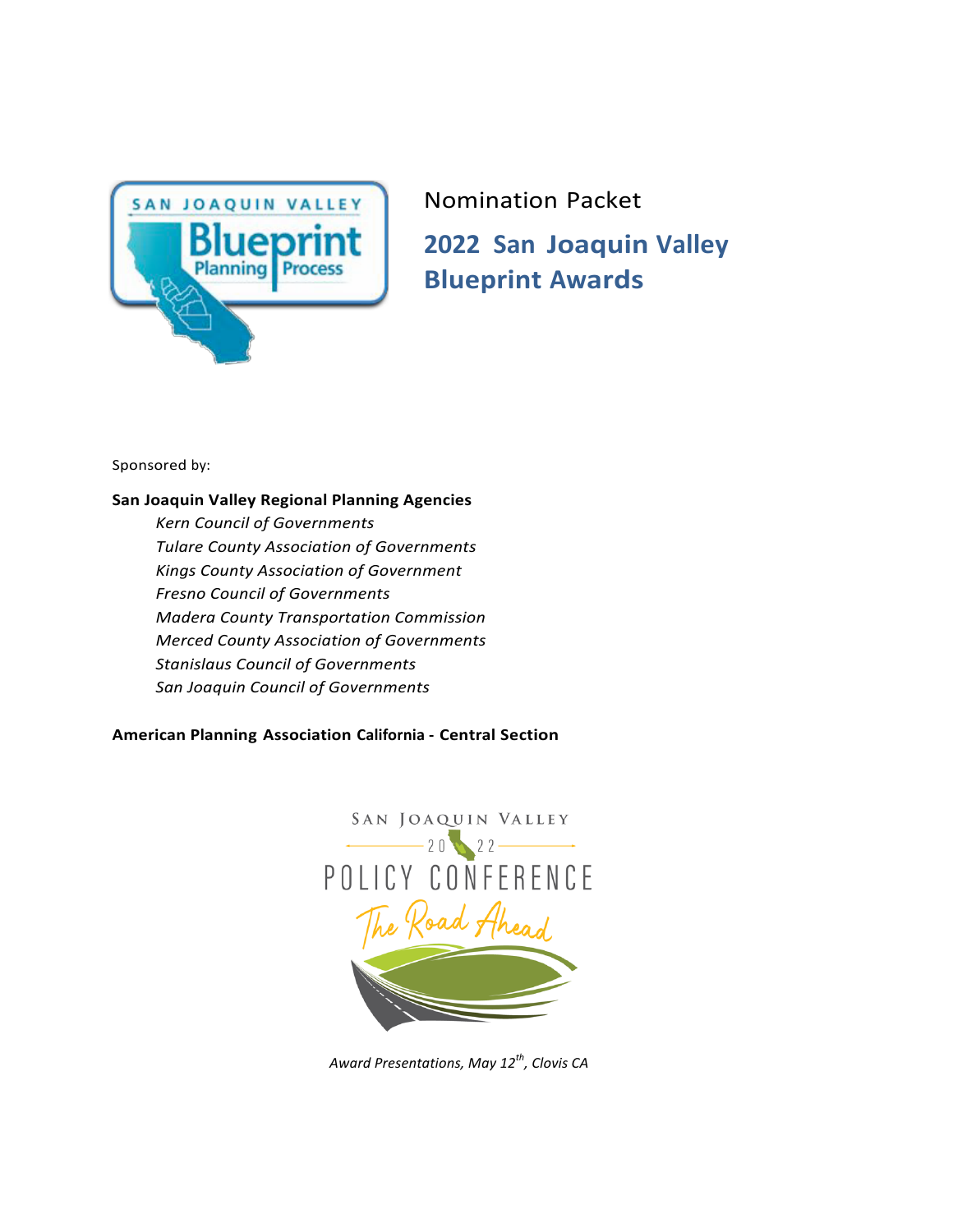Nomination Packet

# 2022 San Joaquin Valley Blueprint Awards

Sponsored by:

**San Joaquin Valley Regional Planning Agencies**

*Kern Council of Governments*
*Tulare County Association of Governments*
*Kings County Association of Government*
*Fresno Council of Governments*
*Madera County Transportation Commission*
*Merced County Association of Governments*
*Stanislaus Council of Governments*
*San Joaquin Council of Governments*

**American Planning Association California - Central Section**

San Joaquin Valley 2022 Policy Conference
The Road Ahead

*Award Presentations, May 12th, Clovis CA*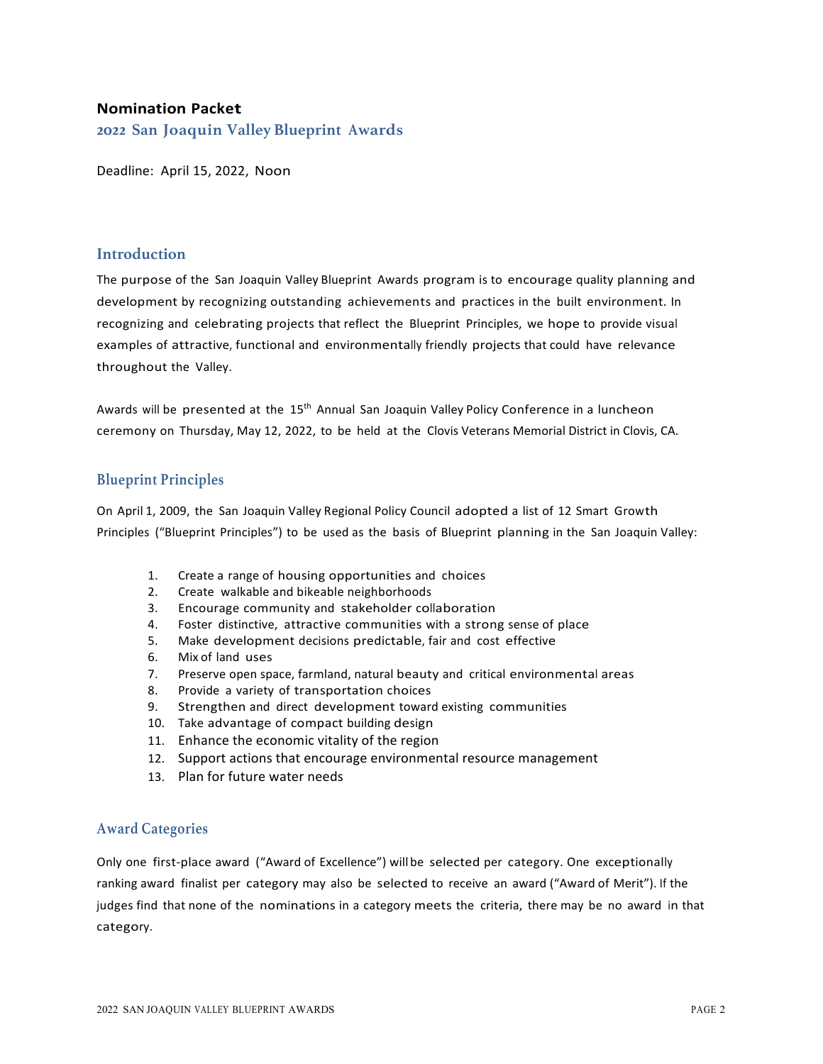**Nomination Packet**

## 2022 San Joaquin Valley Blueprint Awards

Deadline: April 15, 2022, Noon

### Introduction

The purpose of the San Joaquin Valley Blueprint Awards program is to encourage quality planning and development by recognizing outstanding achievements and practices in the built environment. In recognizing and celebrating projects that reflect the Blueprint Principles, we hope to provide visual examples of attractive, functional and environmentally friendly projects that could have relevance throughout the Valley.

Awards will be presented at the 15th Annual San Joaquin Valley Policy Conference in a luncheon ceremony on Thursday, May 12, 2022, to be held at the Clovis Veterans Memorial District in Clovis, CA.

### Blueprint Principles

On April 1, 2009, the San Joaquin Valley Regional Policy Council adopted a list of 12 Smart Growth Principles ("Blueprint Principles") to be used as the basis of Blueprint planning in the San Joaquin Valley:

1. Create a range of housing opportunities and choices
2. Create walkable and bikeable neighborhoods
3. Encourage community and stakeholder collaboration
4. Foster distinctive, attractive communities with a strong sense of place
5. Make development decisions predictable, fair and cost effective
6. Mix of land uses
7. Preserve open space, farmland, natural beauty and critical environmental areas
8. Provide a variety of transportation choices
9. Strengthen and direct development toward existing communities
10. Take advantage of compact building design
11. Enhance the economic vitality of the region
12. Support actions that encourage environmental resource management
13. Plan for future water needs

### Award Categories

Only one first-place award ("Award of Excellence") will be selected per category. One exceptionally ranking award finalist per category may also be selected to receive an award ("Award of Merit"). If the judges find that none of the nominations in a category meets the criteria, there may be no award in that category.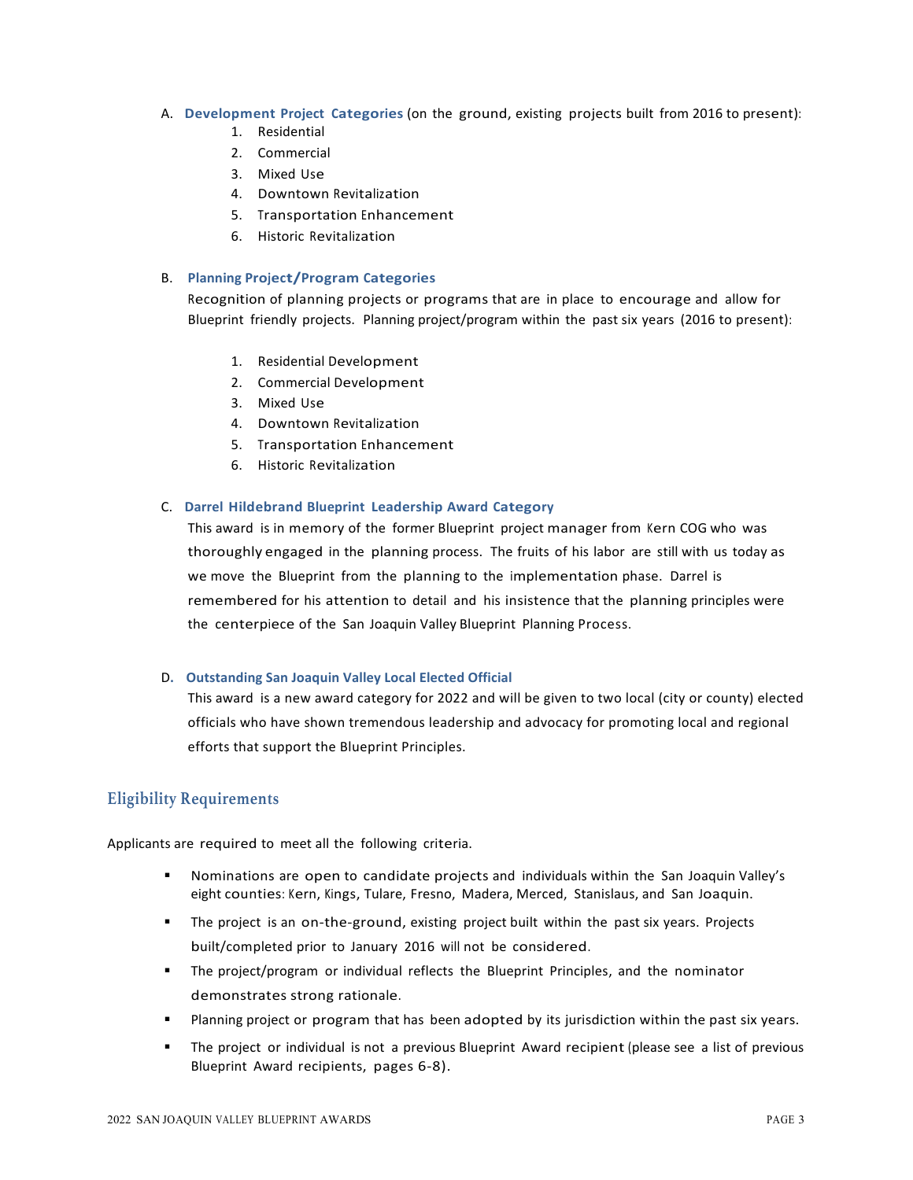A. **Development Project Categories** (on the ground, existing projects built from 2016 to present):
   1. Residential
   2. Commercial
   3. Mixed Use
   4. Downtown Revitalization
   5. Transportation Enhancement
   6. Historic Revitalization

B. **Planning Project/Program Categories**

   Recognition of planning projects or programs that are in place to encourage and allow for Blueprint friendly projects. Planning project/program within the past six years (2016 to present):

   1. Residential Development
   2. Commercial Development
   3. Mixed Use
   4. Downtown Revitalization
   5. Transportation Enhancement
   6. Historic Revitalization

C. **Darrel Hildebrand Blueprint Leadership Award Category**

   This award is in memory of the former Blueprint project manager from Kern COG who was thoroughly engaged in the planning process. The fruits of his labor are still with us today as we move the Blueprint from the planning to the implementation phase. Darrel is remembered for his attention to detail and his insistence that the planning principles were the centerpiece of the San Joaquin Valley Blueprint Planning Process.

D. **Outstanding San Joaquin Valley Local Elected Official**

   This award is a new award category for 2022 and will be given to two local (city or county) elected officials who have shown tremendous leadership and advocacy for promoting local and regional efforts that support the Blueprint Principles.

## Eligibility Requirements

Applicants are required to meet all the following criteria.

- Nominations are open to candidate projects and individuals within the San Joaquin Valley's eight counties: Kern, Kings, Tulare, Fresno, Madera, Merced, Stanislaus, and San Joaquin.
- The project is an on-the-ground, existing project built within the past six years. Projects built/completed prior to January 2016 will not be considered.
- The project/program or individual reflects the Blueprint Principles, and the nominator demonstrates strong rationale.
- Planning project or program that has been adopted by its jurisdiction within the past six years.
- The project or individual is not a previous Blueprint Award recipient (please see a list of previous Blueprint Award recipients, pages 6-8).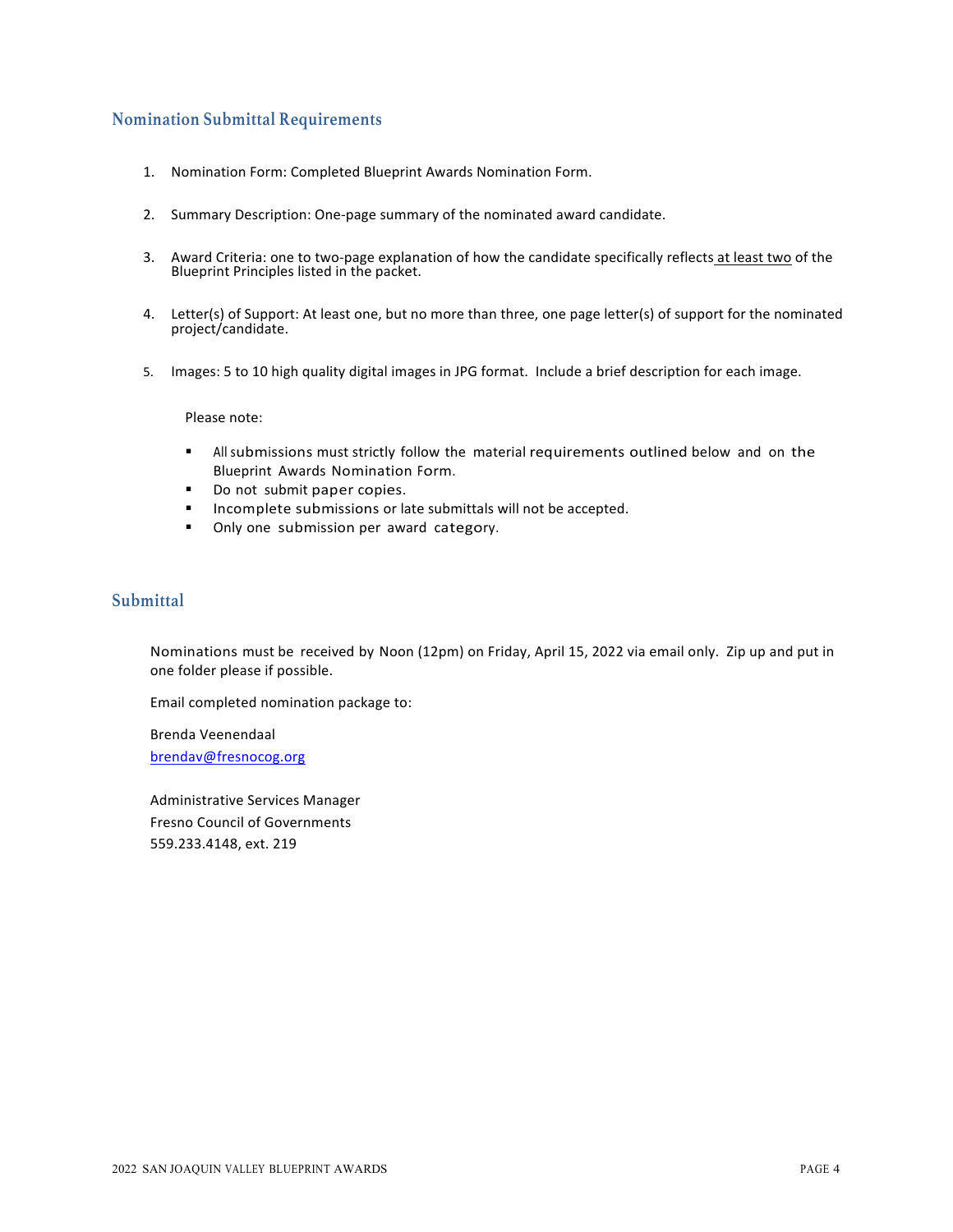## Nomination Submittal Requirements

1. Nomination Form: Completed Blueprint Awards Nomination Form.

2. Summary Description: One-page summary of the nominated award candidate.

3. Award Criteria: one to two-page explanation of how the candidate specifically reflects <u>at least two</u> of the Blueprint Principles listed in the packet.

4. Letter(s) of Support: At least one, but no more than three, one page letter(s) of support for the nominated project/candidate.

5. Images: 5 to 10 high quality digital images in JPG format. Include a brief description for each image.

Please note:

- All submissions must strictly follow the material requirements outlined below and on the Blueprint Awards Nomination Form.
- Do not submit paper copies.
- Incomplete submissions or late submittals will not be accepted.
- Only one submission per award category.

## Submittal

Nominations must be received by Noon (12pm) on Friday, April 15, 2022 via email only. Zip up and put in one folder please if possible.

Email completed nomination package to:

Brenda Veenendaal
brendav@fresnocog.org

Administrative Services Manager
Fresno Council of Governments
559.233.4148, ext. 219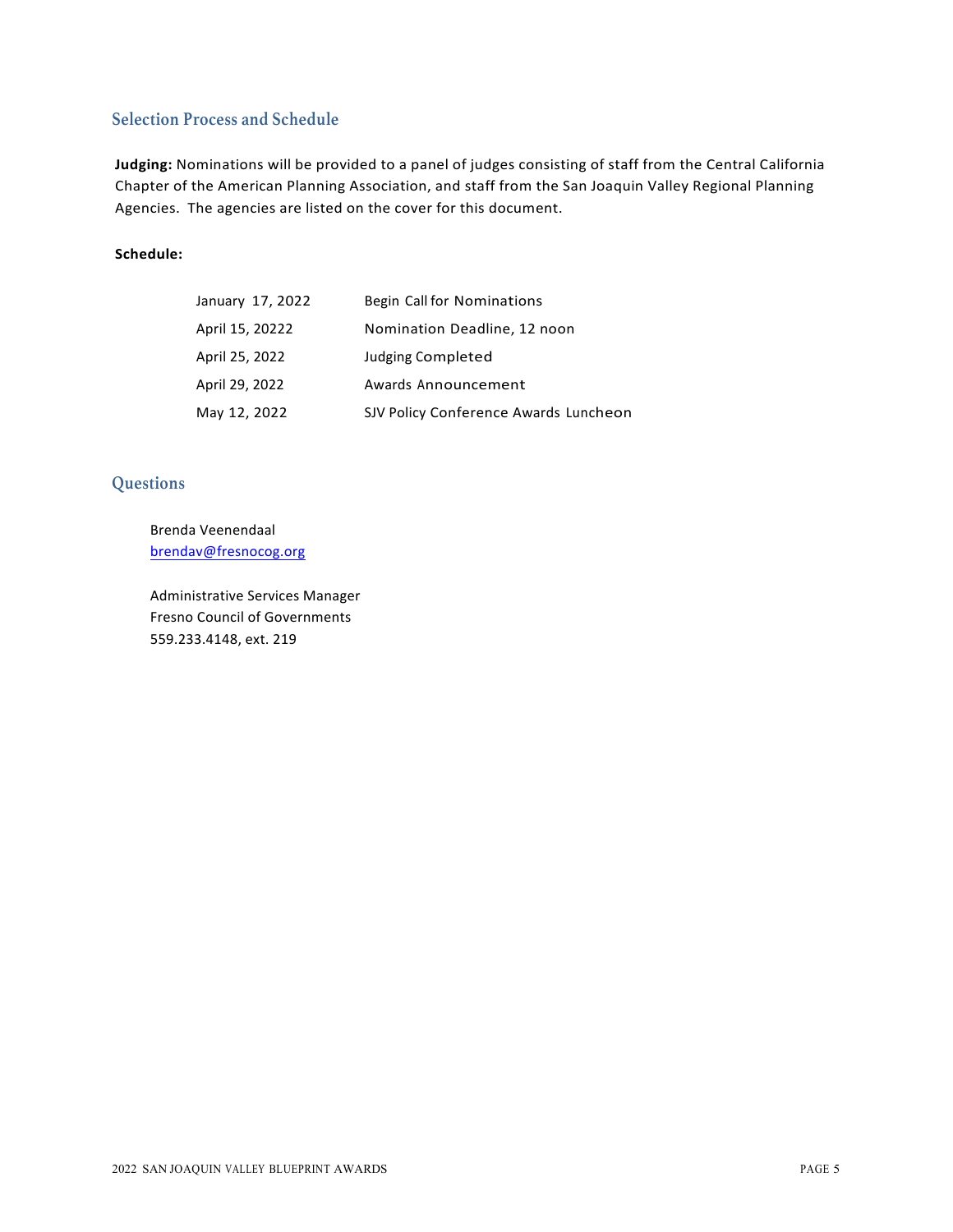## Selection Process and Schedule

**Judging:** Nominations will be provided to a panel of judges consisting of staff from the Central California Chapter of the American Planning Association, and staff from the San Joaquin Valley Regional Planning Agencies. The agencies are listed on the cover for this document.

**Schedule:**

| | |
|---|---|
| January 17, 2022 | Begin Call for Nominations |
| April 15, 20222 | Nomination Deadline, 12 noon |
| April 25, 2022 | Judging Completed |
| April 29, 2022 | Awards Announcement |
| May 12, 2022 | SJV Policy Conference Awards Luncheon |

## Questions

Brenda Veenendaal
brendav@fresnocog.org

Administrative Services Manager
Fresno Council of Governments
559.233.4148, ext. 219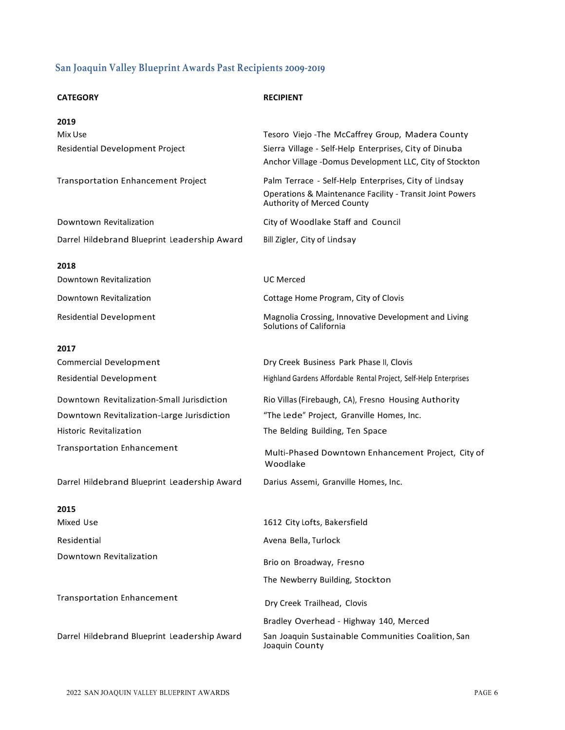## San Joaquin Valley Blueprint Awards Past Recipients 2009-2019

| CATEGORY | RECIPIENT |
|---|---|
| **2019** | |
| Mix Use | Tesoro Viejo -The McCaffrey Group, Madera County |
| Residential Development Project | Sierra Village - Self-Help Enterprises, City of Dinuba |
| | Anchor Village -Domus Development LLC, City of Stockton |
| Transportation Enhancement Project | Palm Terrace - Self-Help Enterprises, City of Lindsay |
| | Operations & Maintenance Facility - Transit Joint Powers Authority of Merced County |
| Downtown Revitalization | City of Woodlake Staff and Council |
| Darrel Hildebrand Blueprint Leadership Award | Bill Zigler, City of Lindsay |
| **2018** | |
| Downtown Revitalization | UC Merced |
| Downtown Revitalization | Cottage Home Program, City of Clovis |
| Residential Development | Magnolia Crossing, Innovative Development and Living Solutions of California |
| **2017** | |
| Commercial Development | Dry Creek Business Park Phase II, Clovis |
| Residential Development | Highland Gardens Affordable Rental Project, Self-Help Enterprises |
| Downtown Revitalization-Small Jurisdiction | Rio Villas (Firebaugh, CA), Fresno Housing Authority |
| Downtown Revitalization-Large Jurisdiction | "The Lede" Project, Granville Homes, Inc. |
| Historic Revitalization | The Belding Building, Ten Space |
| Transportation Enhancement | Multi-Phased Downtown Enhancement Project, City of Woodlake |
| Darrel Hildebrand Blueprint Leadership Award | Darius Assemi, Granville Homes, Inc. |
| **2015** | |
| Mixed Use | 1612 City Lofts, Bakersfield |
| Residential | Avena Bella, Turlock |
| Downtown Revitalization | Brio on Broadway, Fresno |
| | The Newberry Building, Stockton |
| Transportation Enhancement | Dry Creek Trailhead, Clovis |
| | Bradley Overhead - Highway 140, Merced |
| Darrel Hildebrand Blueprint Leadership Award | San Joaquin Sustainable Communities Coalition, San Joaquin County |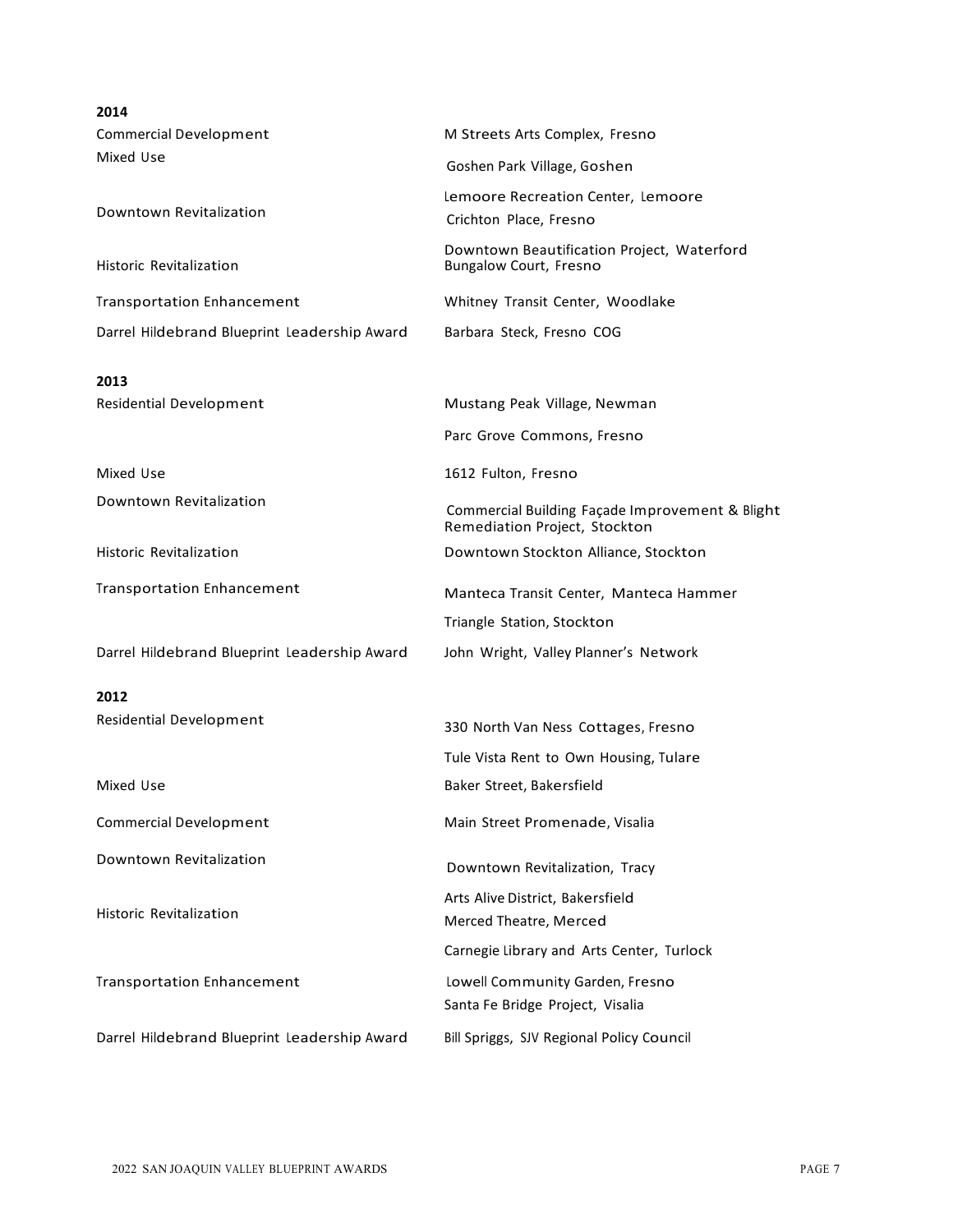**2014**

| | |
|---|---|
| Commercial Development | M Streets Arts Complex, Fresno |
| Mixed Use | Goshen Park Village, Goshen |
| | Lemoore Recreation Center, Lemoore |
| Downtown Revitalization | Crichton Place, Fresno |
| | Downtown Beautification Project, Waterford |
| Historic Revitalization | Bungalow Court, Fresno |
| Transportation Enhancement | Whitney Transit Center, Woodlake |
| Darrel Hildebrand Blueprint Leadership Award | Barbara Steck, Fresno COG |

**2013**

| | |
|---|---|
| Residential Development | Mustang Peak Village, Newman |
| | Parc Grove Commons, Fresno |
| Mixed Use | 1612 Fulton, Fresno |
| Downtown Revitalization | Commercial Building Façade Improvement & Blight Remediation Project, Stockton |
| Historic Revitalization | Downtown Stockton Alliance, Stockton |
| Transportation Enhancement | Manteca Transit Center, Manteca Hammer |
| | Triangle Station, Stockton |
| Darrel Hildebrand Blueprint Leadership Award | John Wright, Valley Planner's Network |

**2012**

| | |
|---|---|
| Residential Development | 330 North Van Ness Cottages, Fresno |
| | Tule Vista Rent to Own Housing, Tulare |
| Mixed Use | Baker Street, Bakersfield |
| Commercial Development | Main Street Promenade, Visalia |
| Downtown Revitalization | Downtown Revitalization, Tracy |
| | Arts Alive District, Bakersfield |
| Historic Revitalization | Merced Theatre, Merced |
| | Carnegie Library and Arts Center, Turlock |
| Transportation Enhancement | Lowell Community Garden, Fresno |
| | Santa Fe Bridge Project, Visalia |
| Darrel Hildebrand Blueprint Leadership Award | Bill Spriggs, SJV Regional Policy Council |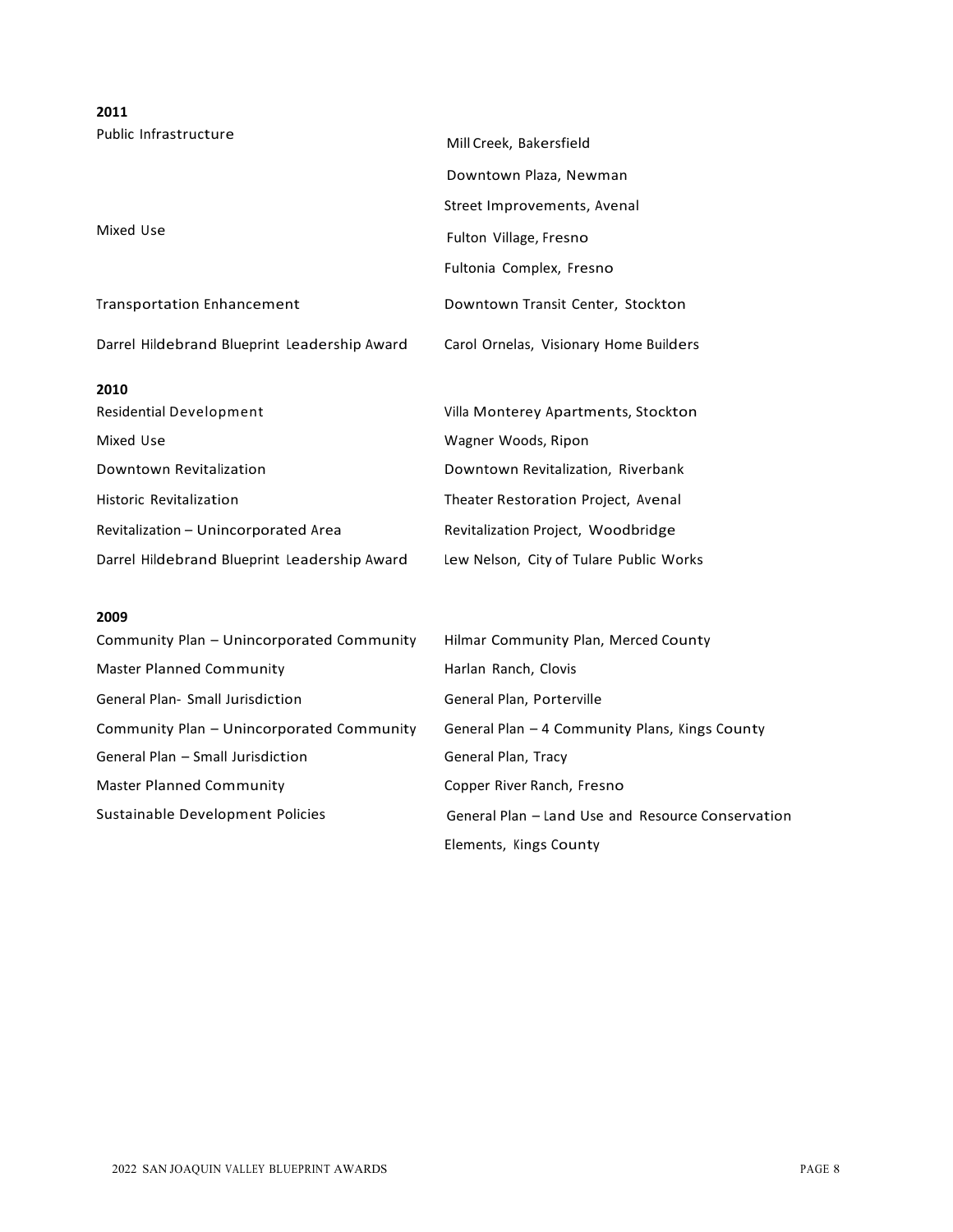**2011**

| | |
|---|---|
| Public Infrastructure | Mill Creek, Bakersfield |
| | Downtown Plaza, Newman |
| | Street Improvements, Avenal |
| Mixed Use | Fulton Village, Fresno |
| | Fultonia Complex, Fresno |
| Transportation Enhancement | Downtown Transit Center, Stockton |
| Darrel Hildebrand Blueprint Leadership Award | Carol Ornelas, Visionary Home Builders |

**2010**

| | |
|---|---|
| Residential Development | Villa Monterey Apartments, Stockton |
| Mixed Use | Wagner Woods, Ripon |
| Downtown Revitalization | Downtown Revitalization, Riverbank |
| Historic Revitalization | Theater Restoration Project, Avenal |
| Revitalization – Unincorporated Area | Revitalization Project, Woodbridge |
| Darrel Hildebrand Blueprint Leadership Award | Lew Nelson, City of Tulare Public Works |

**2009**

| | |
|---|---|
| Community Plan – Unincorporated Community | Hilmar Community Plan, Merced County |
| Master Planned Community | Harlan Ranch, Clovis |
| General Plan- Small Jurisdiction | General Plan, Porterville |
| Community Plan – Unincorporated Community | General Plan – 4 Community Plans, Kings County |
| General Plan – Small Jurisdiction | General Plan, Tracy |
| Master Planned Community | Copper River Ranch, Fresno |
| Sustainable Development Policies | General Plan – Land Use and Resource Conservation Elements, Kings County |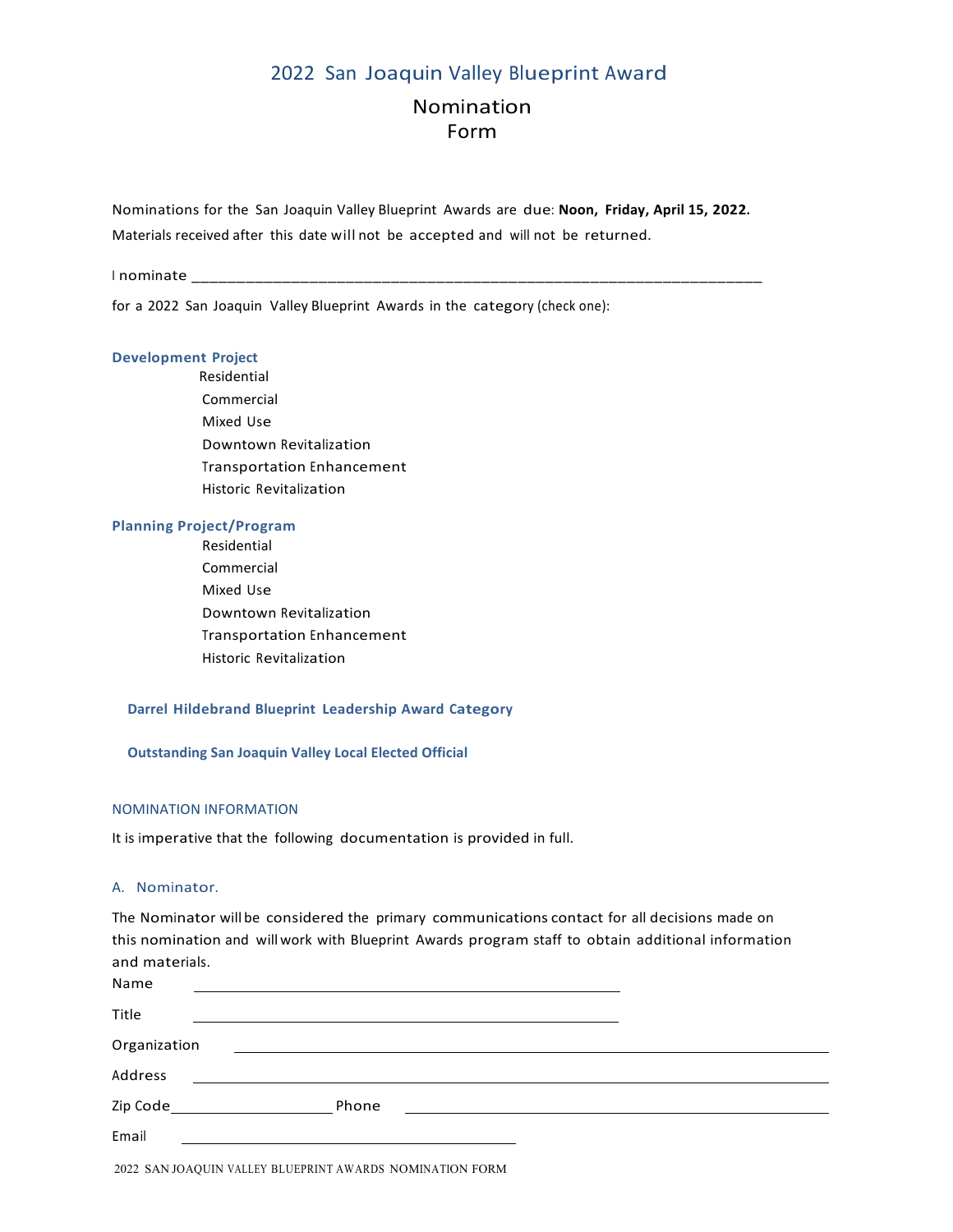# 2022 San Joaquin Valley Blueprint Award

## Nomination Form

Nominations for the San Joaquin Valley Blueprint Awards are due: **Noon, Friday, April 15, 2022.** Materials received after this date will not be accepted and will not be returned.

I nominate ______________________________________________________________________

for a 2022 San Joaquin Valley Blueprint Awards in the category (check one):

**Development Project**

- Residential
- Commercial
- Mixed Use
- Downtown Revitalization
- Transportation Enhancement
- Historic Revitalization

**Planning Project/Program**

- Residential
- Commercial
- Mixed Use
- Downtown Revitalization
- Transportation Enhancement
- Historic Revitalization

**Darrel Hildebrand Blueprint Leadership Award Category**

**Outstanding San Joaquin Valley Local Elected Official**

### NOMINATION INFORMATION

It is imperative that the following documentation is provided in full.

### A. Nominator.

The Nominator will be considered the primary communications contact for all decisions made on this nomination and will work with Blueprint Awards program staff to obtain additional information and materials.

Name ____________________________________________

Title ____________________________________________

Organization ____________________________________________

Address ____________________________________________

Zip Code ____________________ Phone ____________________________________________

Email ____________________________________________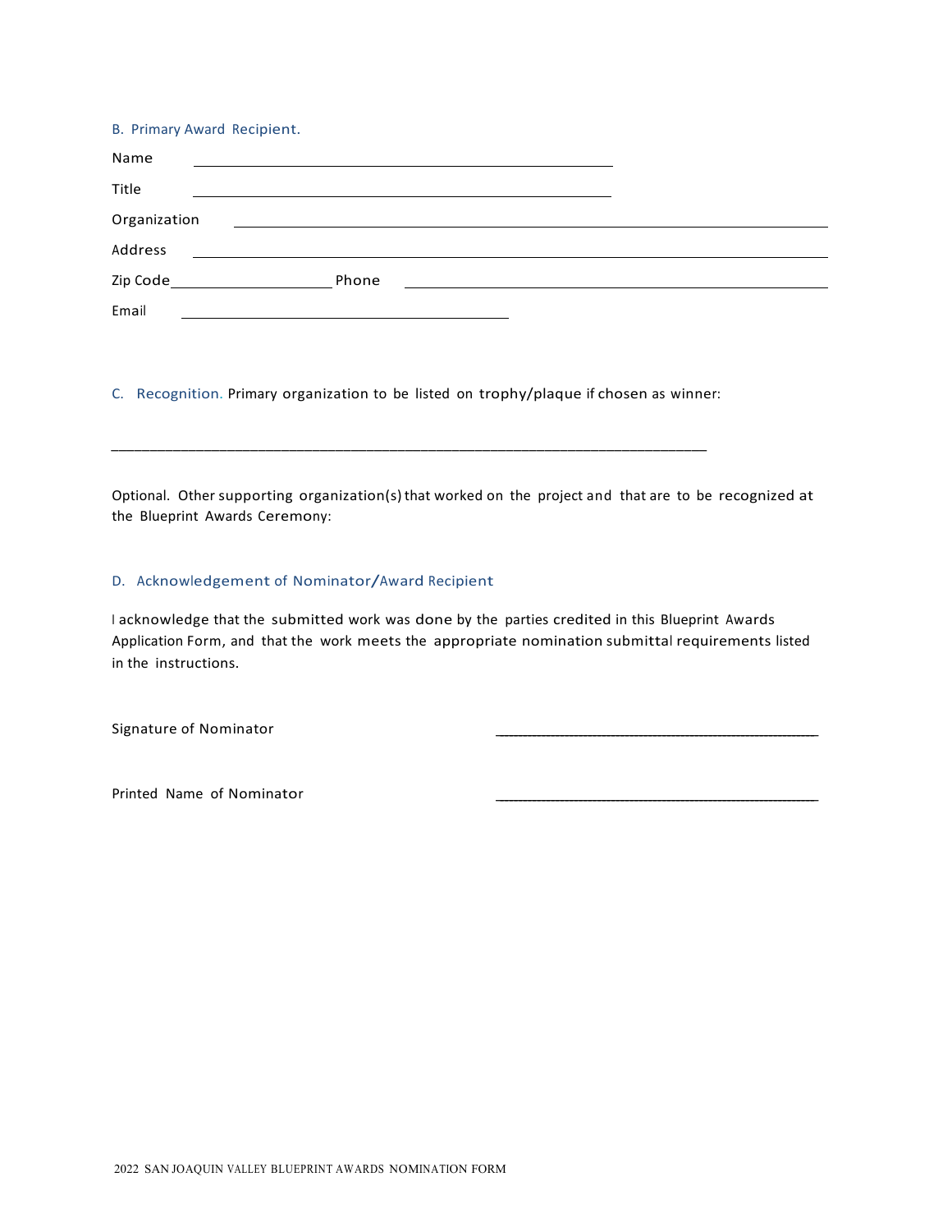B. Primary Award Recipient.

Name ______________________________________________

Title ______________________________________________

Organization ______________________________________________________________

Address ______________________________________________________________

Zip Code__________________ Phone ____________________________________________

Email ____________________________________

C. Recognition. Primary organization to be listed on trophy/plaque if chosen as winner:

______________________________________________________________________

Optional. Other supporting organization(s) that worked on the project and that are to be recognized at the Blueprint Awards Ceremony:

D. Acknowledgement of Nominator/Award Recipient

I acknowledge that the submitted work was done by the parties credited in this Blueprint Awards Application Form, and that the work meets the appropriate nomination submittal requirements listed in the instructions.

Signature of Nominator ____________________________________

Printed Name of Nominator ____________________________________